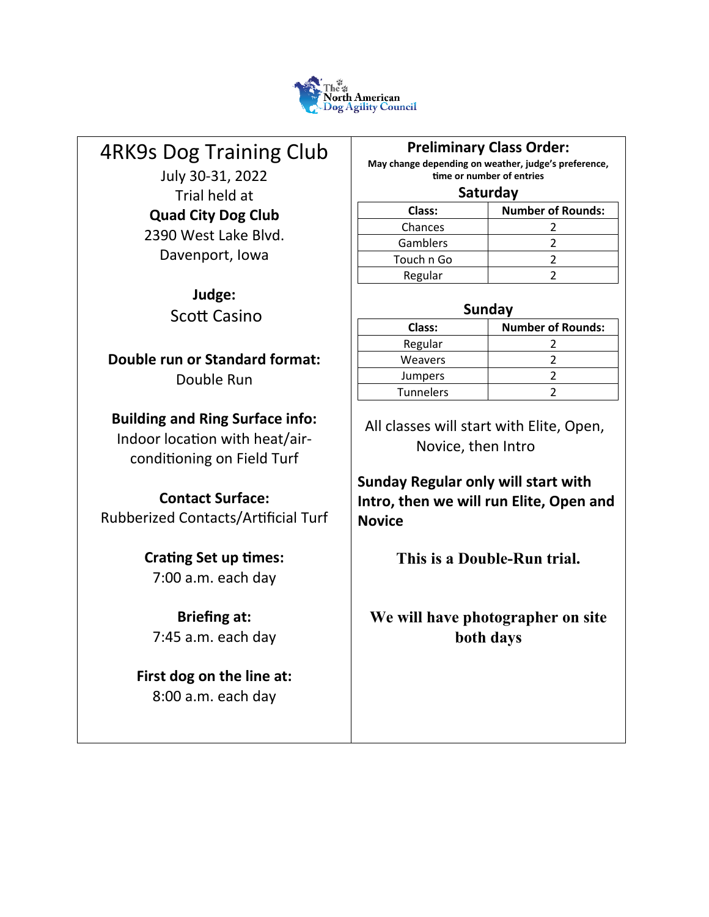The North American Dog Agility Council

# 4RK9s Dog Training Club

July 30-31, 2022

Trial held at

**Quad City Dog Club**

2390 West Lake Blvd.

Davenport, Iowa

**Judge:**

Scott Casino

**Double run or Standard format:**

Double Run

**Building and Ring Surface info:**

Indoor location with heat/air-conditioning on Field Turf

**Contact Surface:**

Rubberized Contacts/Artificial Turf

**Crating Set up times:**

7:00 a.m. each day

**Briefing at:**

7:45 a.m. each day

**First dog on the line at:**

8:00 a.m. each day

## Preliminary Class Order:

**May change depending on weather, judge's preference, time or number of entries**

### Saturday

| Class: | Number of Rounds: |
|---|---|
| Chances | 2 |
| Gamblers | 2 |
| Touch n Go | 2 |
| Regular | 2 |

### Sunday

| Class: | Number of Rounds: |
|---|---|
| Regular | 2 |
| Weavers | 2 |
| Jumpers | 2 |
| Tunnelers | 2 |

All classes will start with Elite, Open, Novice, then Intro

**Sunday Regular only will start with Intro, then we will run Elite, Open and Novice**

**This is a Double-Run trial.**

**We will have photographer on site both days**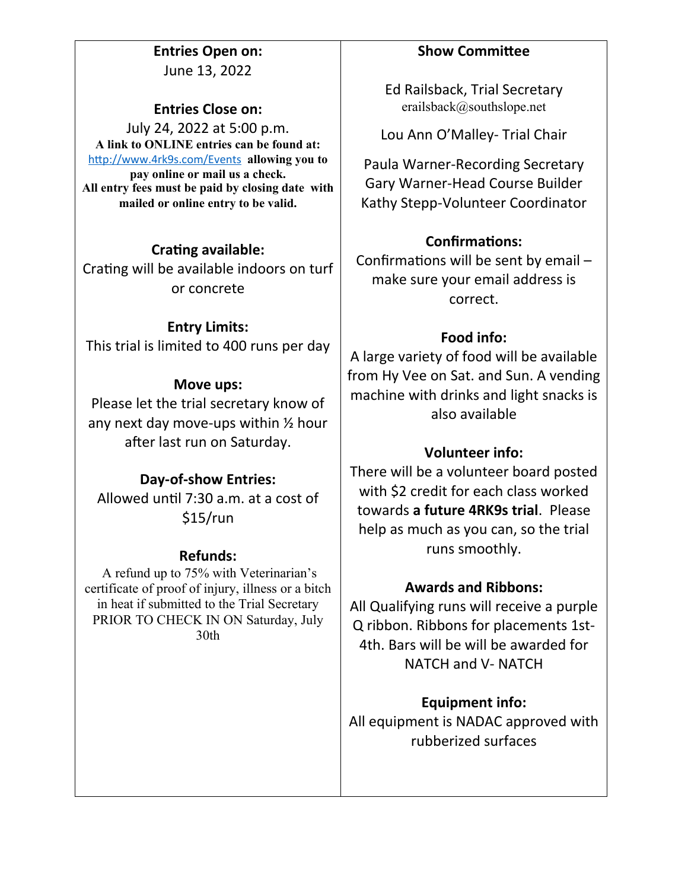**Entries Open on:**
June 13, 2022

**Entries Close on:**
July 24, 2022 at 5:00 p.m.

**A link to ONLINE entries can be found at:** http://www.4rk9s.com/Events **allowing you to pay online or mail us a check.**
**All entry fees must be paid by closing date with mailed or online entry to be valid.**

**Crating available:**
Crating will be available indoors on turf or concrete

**Entry Limits:**
This trial is limited to 400 runs per day

**Move ups:**
Please let the trial secretary know of any next day move-ups within ½ hour after last run on Saturday.

**Day-of-show Entries:**
Allowed until 7:30 a.m. at a cost of $15/run

**Refunds:**
A refund up to 75% with Veterinarian's certificate of proof of injury, illness or a bitch in heat if submitted to the Trial Secretary PRIOR TO CHECK IN ON Saturday, July 30th

**Show Committee**

Ed Railsback, Trial Secretary
erailsback@southslope.net

Lou Ann O'Malley- Trial Chair

Paula Warner-Recording Secretary
Gary Warner-Head Course Builder
Kathy Stepp-Volunteer Coordinator

**Confirmations:**
Confirmations will be sent by email – make sure your email address is correct.

**Food info:**
A large variety of food will be available from Hy Vee on Sat. and Sun. A vending machine with drinks and light snacks is also available

**Volunteer info:**
There will be a volunteer board posted with $2 credit for each class worked towards **a future 4RK9s trial**. Please help as much as you can, so the trial runs smoothly.

**Awards and Ribbons:**
All Qualifying runs will receive a purple Q ribbon. Ribbons for placements 1st-4th. Bars will be will be awarded for NATCH and V- NATCH

**Equipment info:**
All equipment is NADAC approved with rubberized surfaces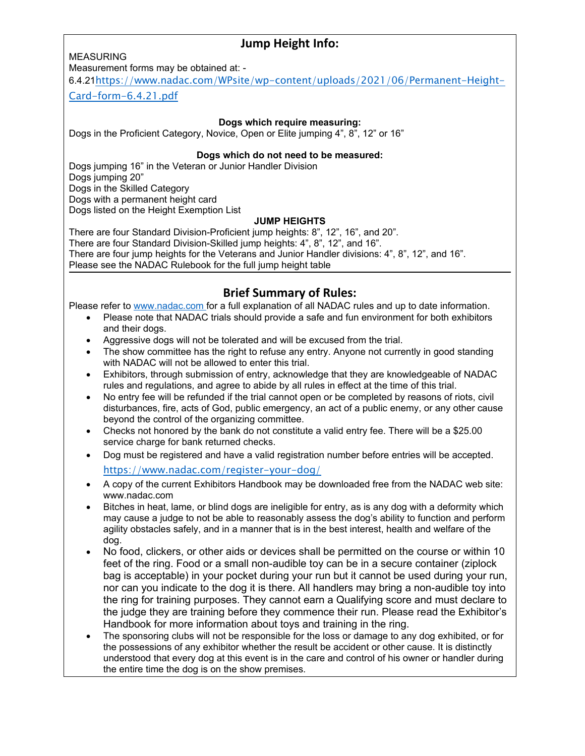## Jump Height Info:

MEASURING

Measurement forms may be obtained at: - 6.4.21https://www.nadac.com/WPsite/wp-content/uploads/2021/06/Permanent-Height-Card-form-6.4.21.pdf

**Dogs which require measuring:**

Dogs in the Proficient Category, Novice, Open or Elite jumping 4", 8", 12" or 16"

**Dogs which do not need to be measured:**

Dogs jumping 16" in the Veteran or Junior Handler Division
Dogs jumping 20"
Dogs in the Skilled Category
Dogs with a permanent height card
Dogs listed on the Height Exemption List

**JUMP HEIGHTS**

There are four Standard Division-Proficient jump heights: 8", 12", 16", and 20".
There are four Standard Division-Skilled jump heights: 4", 8", 12", and 16".
There are four jump heights for the Veterans and Junior Handler divisions: 4", 8", 12", and 16".
Please see the NADAC Rulebook for the full jump height table

## Brief Summary of Rules:

Please refer to www.nadac.com for a full explanation of all NADAC rules and up to date information.

- Please note that NADAC trials should provide a safe and fun environment for both exhibitors and their dogs.
- Aggressive dogs will not be tolerated and will be excused from the trial.
- The show committee has the right to refuse any entry. Anyone not currently in good standing with NADAC will not be allowed to enter this trial.
- Exhibitors, through submission of entry, acknowledge that they are knowledgeable of NADAC rules and regulations, and agree to abide by all rules in effect at the time of this trial.
- No entry fee will be refunded if the trial cannot open or be completed by reasons of riots, civil disturbances, fire, acts of God, public emergency, an act of a public enemy, or any other cause beyond the control of the organizing committee.
- Checks not honored by the bank do not constitute a valid entry fee. There will be a $25.00 service charge for bank returned checks.
- Dog must be registered and have a valid registration number before entries will be accepted. https://www.nadac.com/register-your-dog/
- A copy of the current Exhibitors Handbook may be downloaded free from the NADAC web site: www.nadac.com
- Bitches in heat, lame, or blind dogs are ineligible for entry, as is any dog with a deformity which may cause a judge to not be able to reasonably assess the dog's ability to function and perform agility obstacles safely, and in a manner that is in the best interest, health and welfare of the dog.
- No food, clickers, or other aids or devices shall be permitted on the course or within 10 feet of the ring. Food or a small non-audible toy can be in a secure container (ziplock bag is acceptable) in your pocket during your run but it cannot be used during your run, nor can you indicate to the dog it is there. All handlers may bring a non-audible toy into the ring for training purposes. They cannot earn a Qualifying score and must declare to the judge they are training before they commence their run. Please read the Exhibitor's Handbook for more information about toys and training in the ring.
- The sponsoring clubs will not be responsible for the loss or damage to any dog exhibited, or for the possessions of any exhibitor whether the result be accident or other cause. It is distinctly understood that every dog at this event is in the care and control of his owner or handler during the entire time the dog is on the show premises.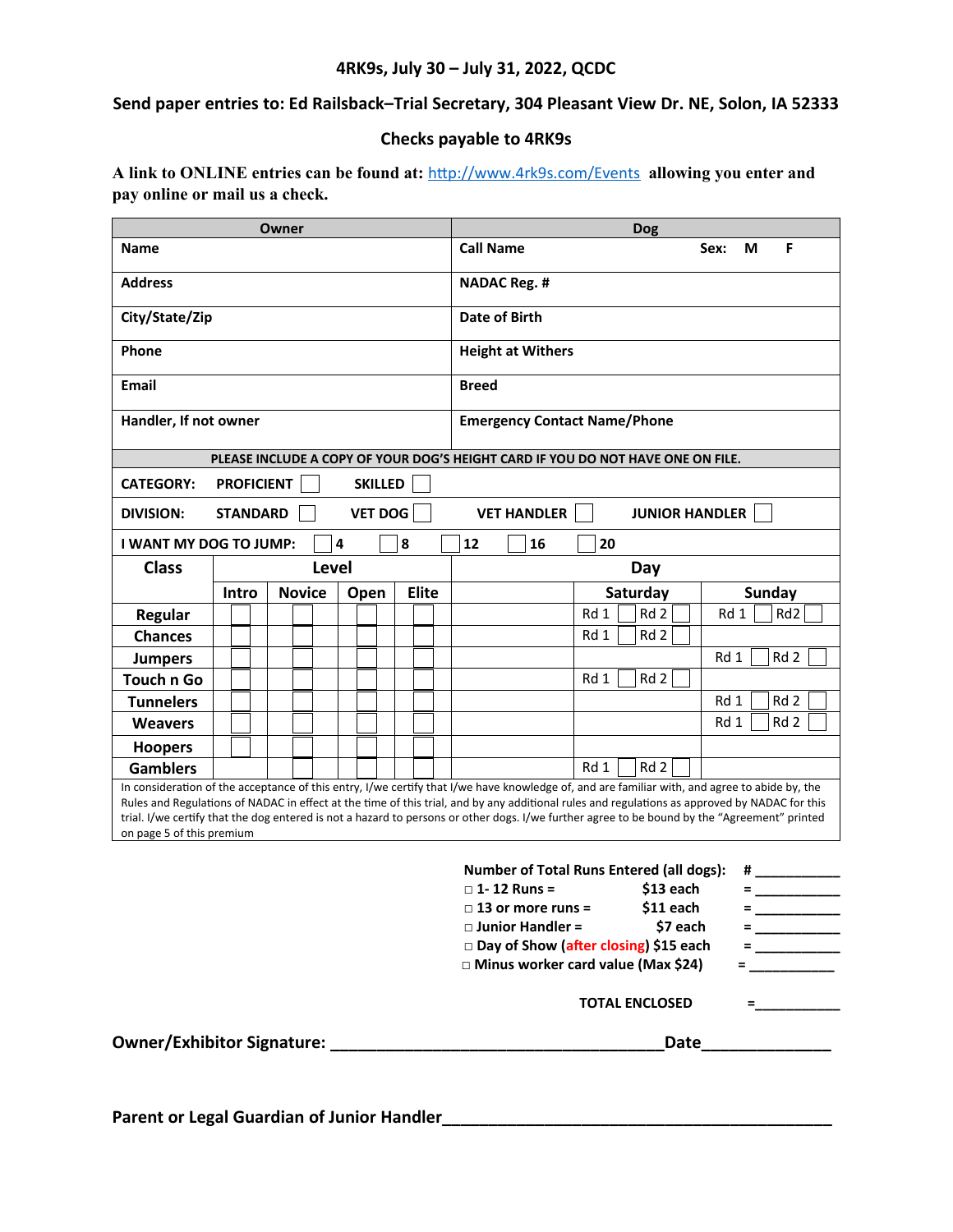**4RK9s, July 30 – July 31, 2022, QCDC**

**Send paper entries to: Ed Railsback–Trial Secretary, 304 Pleasant View Dr. NE, Solon, IA 52333**

**Checks payable to 4RK9s**

**A link to ONLINE entries can be found at:** http://www.4rk9s.com/Events **allowing you enter and pay online or mail us a check.**

| Owner | Dog |
|---|---|
| Name | Call Name Sex: M F |
| Address | NADAC Reg. # |
| City/State/Zip | Date of Birth |
| Phone | Height at Withers |
| Email | Breed |
| Handler, If not owner | Emergency Contact Name/Phone |

**PLEASE INCLUDE A COPY OF YOUR DOG'S HEIGHT CARD IF YOU DO NOT HAVE ONE ON FILE.**

**CATEGORY:** PROFICIENT ☐ SKILLED ☐

**DIVISION:** STANDARD ☐ VET DOG ☐ VET HANDLER ☐ JUNIOR HANDLER ☐

**I WANT MY DOG TO JUMP:** ☐ 4 ☐ 8 ☐ 12 ☐ 16 ☐ 20

| Class | Level | | | | Day | | |
|---|---|---|---|---|---|---|---|
| | Intro | Novice | Open | Elite | | Saturday | Sunday |
| Regular | ☐ | ☐ | ☐ | ☐ | | Rd 1 ☐ Rd 2 ☐ | Rd 1 ☐ Rd2 ☐ |
| Chances | ☐ | ☐ | ☐ | ☐ | | Rd 1 ☐ Rd 2 ☐ | |
| Jumpers | ☐ | ☐ | ☐ | ☐ | | | Rd 1 ☐ Rd 2 ☐ |
| Touch n Go | ☐ | ☐ | ☐ | ☐ | | Rd 1 ☐ Rd 2 ☐ | |
| Tunnelers | ☐ | ☐ | ☐ | ☐ | | | Rd 1 ☐ Rd 2 ☐ |
| Weavers | ☐ | ☐ | ☐ | ☐ | | | Rd 1 ☐ Rd 2 ☐ |
| Hoopers | ☐ | ☐ | ☐ | ☐ | | | |
| Gamblers | | ☐ | ☐ | ☐ | | Rd 1 ☐ Rd 2 ☐ | |

In consideration of the acceptance of this entry, I/we certify that I/we have knowledge of, and are familiar with, and agree to abide by, the Rules and Regulations of NADAC in effect at the time of this trial, and by any additional rules and regulations as approved by NADAC for this trial. I/we certify that the dog entered is not a hazard to persons or other dogs. I/we further agree to be bound by the "Agreement" printed on page 5 of this premium

**Number of Total Runs Entered (all dogs):** # ___________

- □ 1- 12 Runs = $13 each = ___________
- □ 13 or more runs = $11 each = ___________
- □ Junior Handler = $7 each = ___________
- □ Day of Show (after closing) $15 each = ___________
- □ Minus worker card value (Max $24) = ___________

**TOTAL ENCLOSED** =___________

**Owner/Exhibitor Signature:** ____________________________________**Date**______________

**Parent or Legal Guardian of Junior Handler**__________________________________________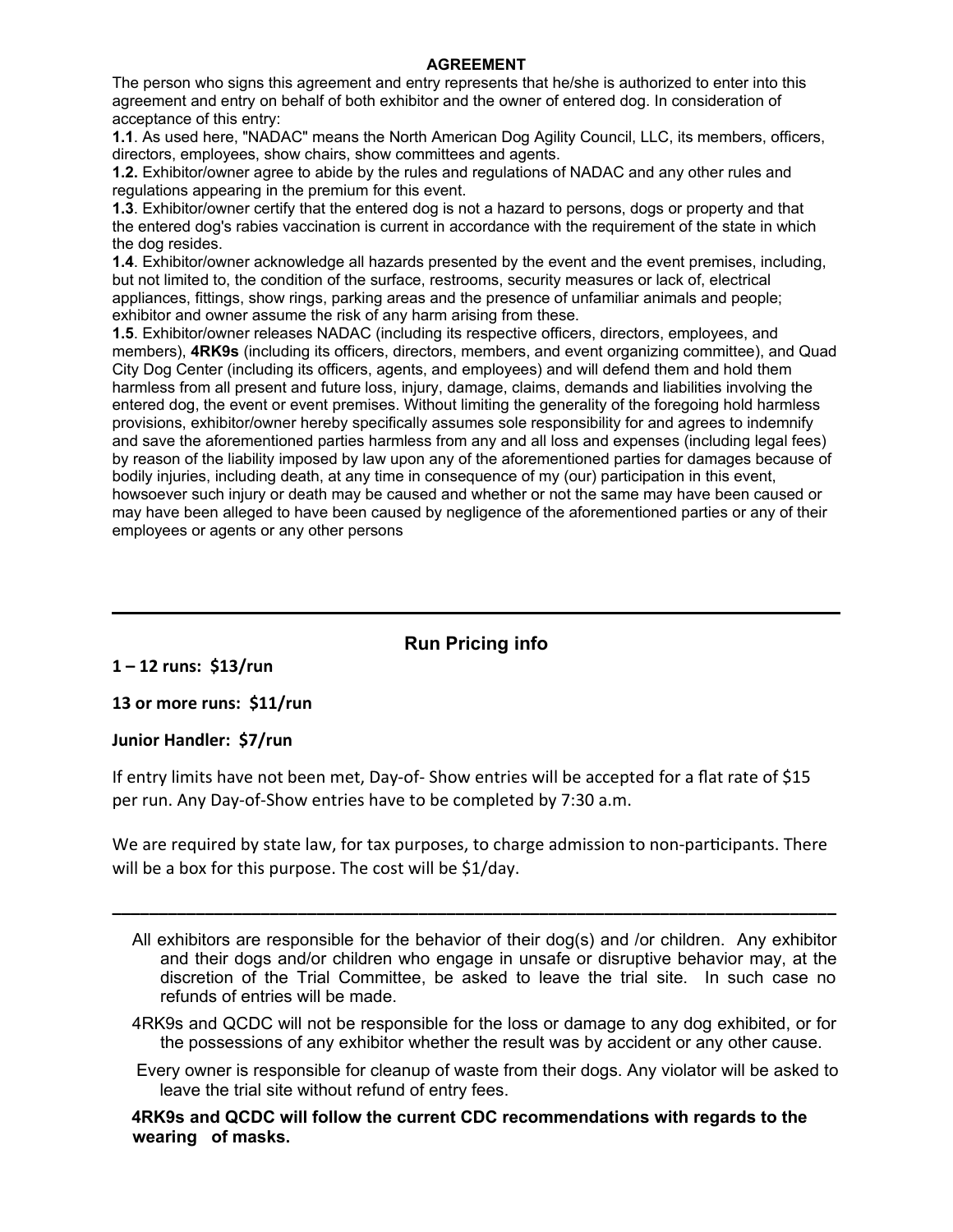## AGREEMENT

The person who signs this agreement and entry represents that he/she is authorized to enter into this agreement and entry on behalf of both exhibitor and the owner of entered dog. In consideration of acceptance of this entry:

**1.1**. As used here, "NADAC" means the North American Dog Agility Council, LLC, its members, officers, directors, employees, show chairs, show committees and agents.

**1.2.** Exhibitor/owner agree to abide by the rules and regulations of NADAC and any other rules and regulations appearing in the premium for this event.

**1.3**. Exhibitor/owner certify that the entered dog is not a hazard to persons, dogs or property and that the entered dog's rabies vaccination is current in accordance with the requirement of the state in which the dog resides.

**1.4**. Exhibitor/owner acknowledge all hazards presented by the event and the event premises, including, but not limited to, the condition of the surface, restrooms, security measures or lack of, electrical appliances, fittings, show rings, parking areas and the presence of unfamiliar animals and people; exhibitor and owner assume the risk of any harm arising from these.

**1.5**. Exhibitor/owner releases NADAC (including its respective officers, directors, employees, and members), **4RK9s** (including its officers, directors, members, and event organizing committee), and Quad City Dog Center (including its officers, agents, and employees) and will defend them and hold them harmless from all present and future loss, injury, damage, claims, demands and liabilities involving the entered dog, the event or event premises. Without limiting the generality of the foregoing hold harmless provisions, exhibitor/owner hereby specifically assumes sole responsibility for and agrees to indemnify and save the aforementioned parties harmless from any and all loss and expenses (including legal fees) by reason of the liability imposed by law upon any of the aforementioned parties for damages because of bodily injuries, including death, at any time in consequence of my (our) participation in this event, howsoever such injury or death may be caused and whether or not the same may have been caused or may have been alleged to have been caused by negligence of the aforementioned parties or any of their employees or agents or any other persons

---

## Run Pricing info

**1 – 12 runs: $13/run**

**13 or more runs: $11/run**

**Junior Handler: $7/run**

If entry limits have not been met, Day-of- Show entries will be accepted for a flat rate of $15 per run. Any Day-of-Show entries have to be completed by 7:30 a.m.

We are required by state law, for tax purposes, to charge admission to non-participants. There will be a box for this purpose. The cost will be $1/day.

---

All exhibitors are responsible for the behavior of their dog(s) and /or children. Any exhibitor and their dogs and/or children who engage in unsafe or disruptive behavior may, at the discretion of the Trial Committee, be asked to leave the trial site. In such case no refunds of entries will be made.

4RK9s and QCDC will not be responsible for the loss or damage to any dog exhibited, or for the possessions of any exhibitor whether the result was by accident or any other cause.

Every owner is responsible for cleanup of waste from their dogs. Any violator will be asked to leave the trial site without refund of entry fees.

**4RK9s and QCDC will follow the current CDC recommendations with regards to the wearing of masks.**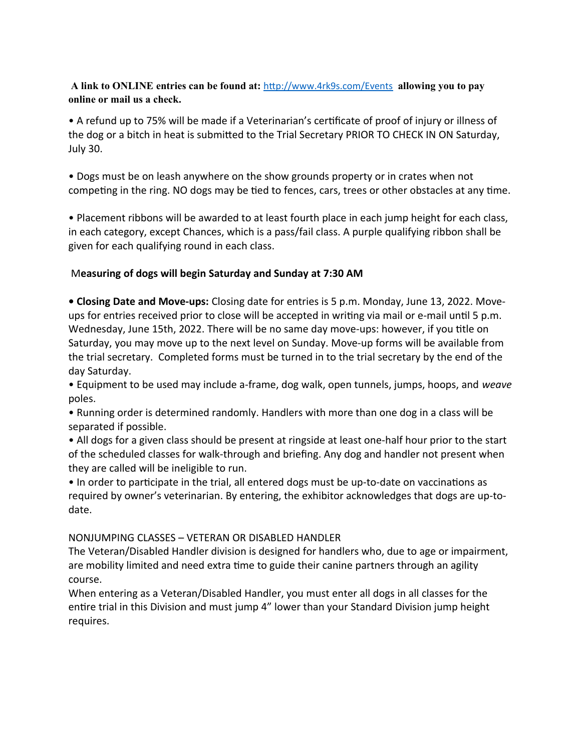**A link to ONLINE entries can be found at:** http://www.4rk9s.com/Events **allowing you to pay online or mail us a check.**

• A refund up to 75% will be made if a Veterinarian's certificate of proof of injury or illness of the dog or a bitch in heat is submitted to the Trial Secretary PRIOR TO CHECK IN ON Saturday, July 30.

• Dogs must be on leash anywhere on the show grounds property or in crates when not competing in the ring. NO dogs may be tied to fences, cars, trees or other obstacles at any time.

• Placement ribbons will be awarded to at least fourth place in each jump height for each class, in each category, except Chances, which is a pass/fail class. A purple qualifying ribbon shall be given for each qualifying round in each class.

M**easuring of dogs will begin Saturday and Sunday at 7:30 AM**

• **Closing Date and Move-ups:** Closing date for entries is 5 p.m. Monday, June 13, 2022. Move-ups for entries received prior to close will be accepted in writing via mail or e-mail until 5 p.m. Wednesday, June 15th, 2022. There will be no same day move-ups: however, if you title on Saturday, you may move up to the next level on Sunday. Move-up forms will be available from the trial secretary. Completed forms must be turned in to the trial secretary by the end of the day Saturday.

• Equipment to be used may include a-frame, dog walk, open tunnels, jumps, hoops, and *weave* poles.

• Running order is determined randomly. Handlers with more than one dog in a class will be separated if possible.

• All dogs for a given class should be present at ringside at least one-half hour prior to the start of the scheduled classes for walk-through and briefing. Any dog and handler not present when they are called will be ineligible to run.

• In order to participate in the trial, all entered dogs must be up-to-date on vaccinations as required by owner's veterinarian. By entering, the exhibitor acknowledges that dogs are up-to-date.

NONJUMPING CLASSES – VETERAN OR DISABLED HANDLER

The Veteran/Disabled Handler division is designed for handlers who, due to age or impairment, are mobility limited and need extra time to guide their canine partners through an agility course.

When entering as a Veteran/Disabled Handler, you must enter all dogs in all classes for the entire trial in this Division and must jump 4" lower than your Standard Division jump height requires.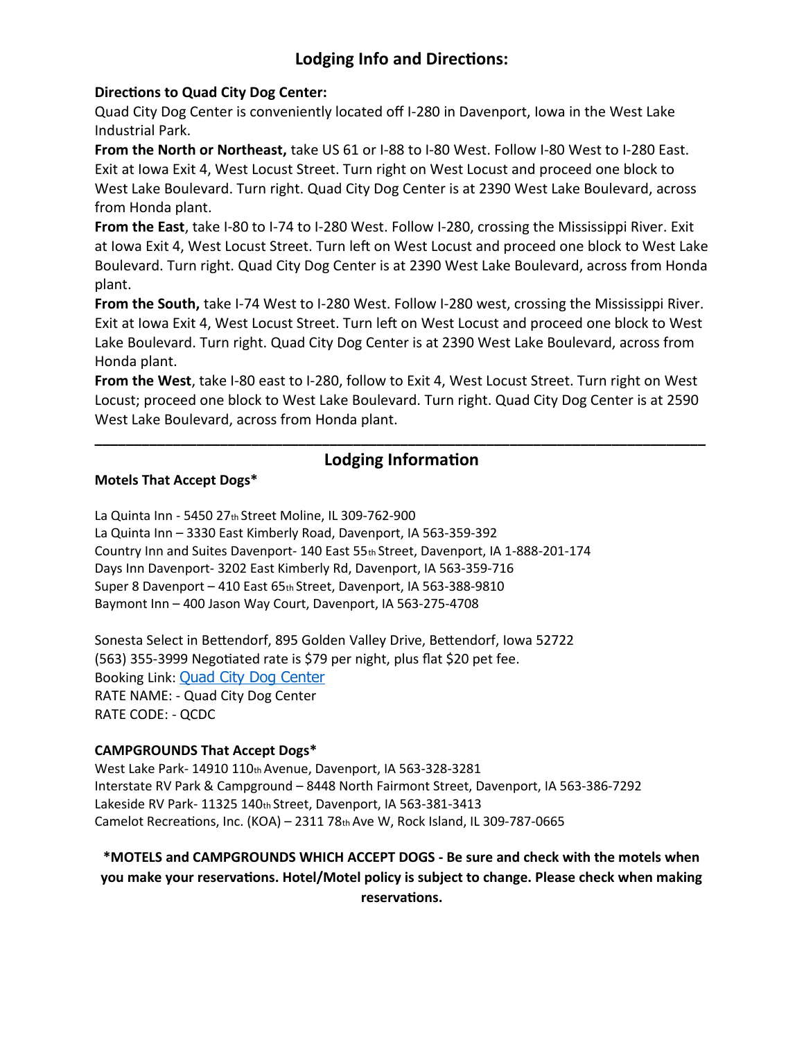## Lodging Info and Directions:

**Directions to Quad City Dog Center:**

Quad City Dog Center is conveniently located off I-280 in Davenport, Iowa in the West Lake Industrial Park.

**From the North or Northeast,** take US 61 or I-88 to I-80 West. Follow I-80 West to I-280 East. Exit at Iowa Exit 4, West Locust Street. Turn right on West Locust and proceed one block to West Lake Boulevard. Turn right. Quad City Dog Center is at 2390 West Lake Boulevard, across from Honda plant.

**From the East**, take I-80 to I-74 to I-280 West. Follow I-280, crossing the Mississippi River. Exit at Iowa Exit 4, West Locust Street. Turn left on West Locust and proceed one block to West Lake Boulevard. Turn right. Quad City Dog Center is at 2390 West Lake Boulevard, across from Honda plant.

**From the South,** take I-74 West to I-280 West. Follow I-280 west, crossing the Mississippi River. Exit at Iowa Exit 4, West Locust Street. Turn left on West Locust and proceed one block to West Lake Boulevard. Turn right. Quad City Dog Center is at 2390 West Lake Boulevard, across from Honda plant.

**From the West**, take I-80 east to I-280, follow to Exit 4, West Locust Street. Turn right on West Locust; proceed one block to West Lake Boulevard. Turn right. Quad City Dog Center is at 2590 West Lake Boulevard, across from Honda plant.

---

## Lodging Information

**Motels That Accept Dogs***

La Quinta Inn - 5450 27th Street Moline, IL 309-762-900
La Quinta Inn – 3330 East Kimberly Road, Davenport, IA 563-359-392
Country Inn and Suites Davenport- 140 East 55th Street, Davenport, IA 1-888-201-174
Days Inn Davenport- 3202 East Kimberly Rd, Davenport, IA 563-359-716
Super 8 Davenport – 410 East 65th Street, Davenport, IA 563-388-9810
Baymont Inn – 400 Jason Way Court, Davenport, IA 563-275-4708

Sonesta Select in Bettendorf, 895 Golden Valley Drive, Bettendorf, Iowa 52722
(563) 355-3999 Negotiated rate is $79 per night, plus flat $20 pet fee.
Booking Link: Quad City Dog Center
RATE NAME: - Quad City Dog Center
RATE CODE: - QCDC

**CAMPGROUNDS That Accept Dogs***

West Lake Park- 14910 110th Avenue, Davenport, IA 563-328-3281
Interstate RV Park & Campground – 8448 North Fairmont Street, Davenport, IA 563-386-7292
Lakeside RV Park- 11325 140th Street, Davenport, IA 563-381-3413
Camelot Recreations, Inc. (KOA) – 2311 78th Ave W, Rock Island, IL 309-787-0665

***MOTELS and CAMPGROUNDS WHICH ACCEPT DOGS - Be sure and check with the motels when you make your reservations. Hotel/Motel policy is subject to change. Please check when making reservations.**